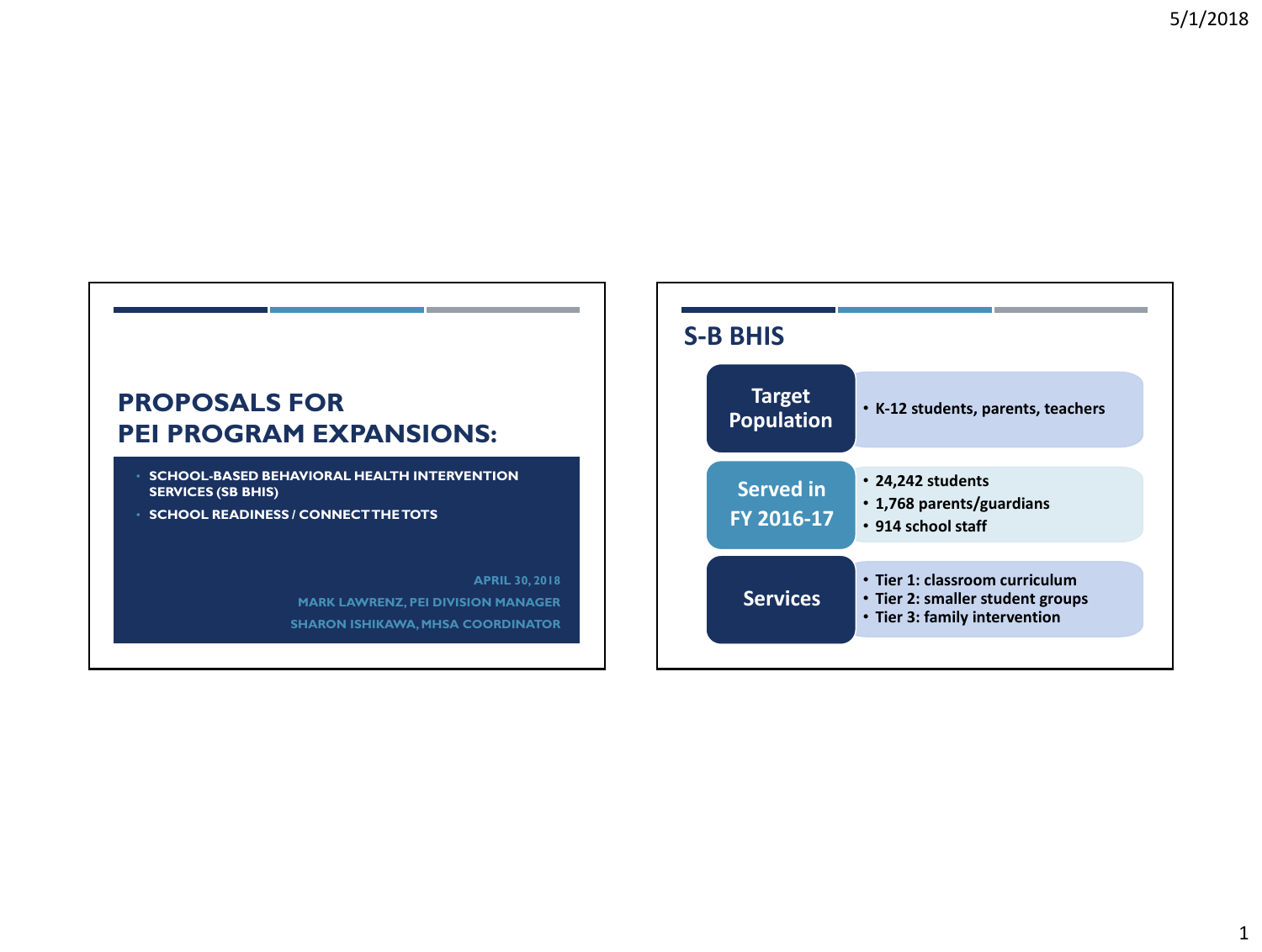# PROPOSALS FOR PEI PROGRAM EXPANSIONS:

- SCHOOL-BASED BEHAVIORAL HEALTH INTERVENTION SERVICES (SB BHIS)
- SCHOOL READINESS / CONNECT THE TOTS

APRIL 30, 2018

MARK LAWRENZ, PEI DIVISION MANAGER

SHARON ISHIKAWA, MHSA COORDINATOR

## S-B BHIS

| | |
|---|---|
| **Target Population** | • K-12 students, parents, teachers |
| **Served in FY 2016-17** | • 24,242 students<br>• 1,768 parents/guardians<br>• 914 school staff |
| **Services** | • Tier 1: classroom curriculum<br>• Tier 2: smaller student groups<br>• Tier 3: family intervention |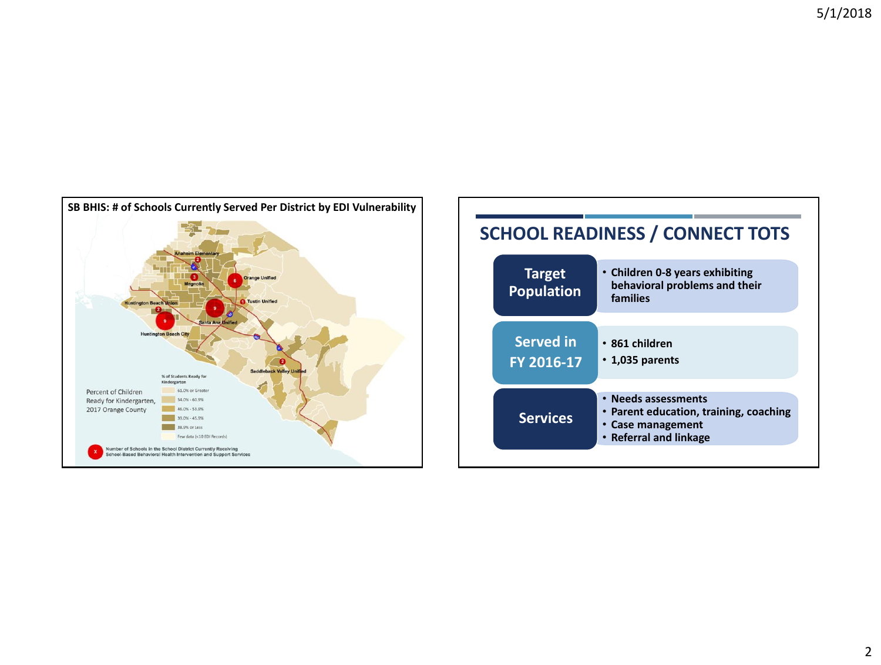## SB BHIS: # of Schools Currently Served Per District by EDI Vulnerability

Anaheim Elementary 2
Magnolia 3
Orange Unified 6
Tustin Unified 1
Huntington Beach Union 2
Santa Ana Unified 9
Huntington Beach City 9
Saddleback Valley Unified 2

Percent of Children Ready for Kindergarten, 2017 Orange County

% of Students Ready for Kindergarten
- 61.0% or Greater
- 54.0% - 60.9%
- 46.0% - 53.9%
- 39.0% - 45.9%
- 38.9% or Less
- Few data (<10 EDI Records)

X — Number of Schools in the School District Currently Receiving School-Based Behavioral Health Intervention and Support Services

## SCHOOL READINESS / CONNECT TOTS

| | |
|---|---|
| **Target Population** | • Children 0-8 years exhibiting behavioral problems and their families |
| **Served in FY 2016-17** | • 861 children<br>• 1,035 parents |
| **Services** | • Needs assessments<br>• Parent education, training, coaching<br>• Case management<br>• Referral and linkage |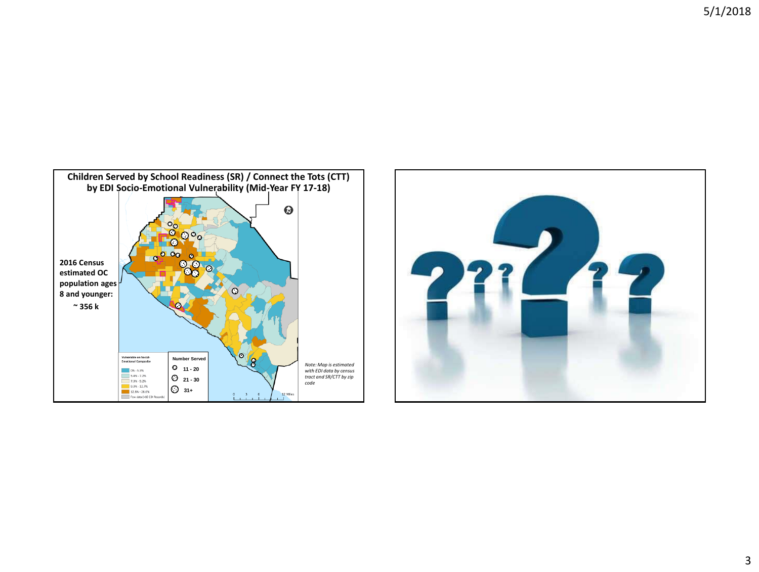## Children Served by School Readiness (SR) / Connect the Tots (CTT) by EDI Socio-Emotional Vulnerability (Mid-Year FY 17-18)

**2016 Census estimated OC population ages 8 and younger:**

**~ 356 k**

| Vulnerable on Social-Emotional Composite |
|---|
| 0% - 5.3% |
| 5.4% - 7.2% |
| 7.3% - 9.2% |
| 9.3% - 12.7% |
| 12.8% - 28.6% |
| Few data (<10 EDI Records) |

| Number Served |
|---|
| 11 - 20 |
| 21 - 30 |
| 31+ |

0 3 6 12 Miles

*Note: Map is estimated with EDI data by census tract and SR/CTT by zip code*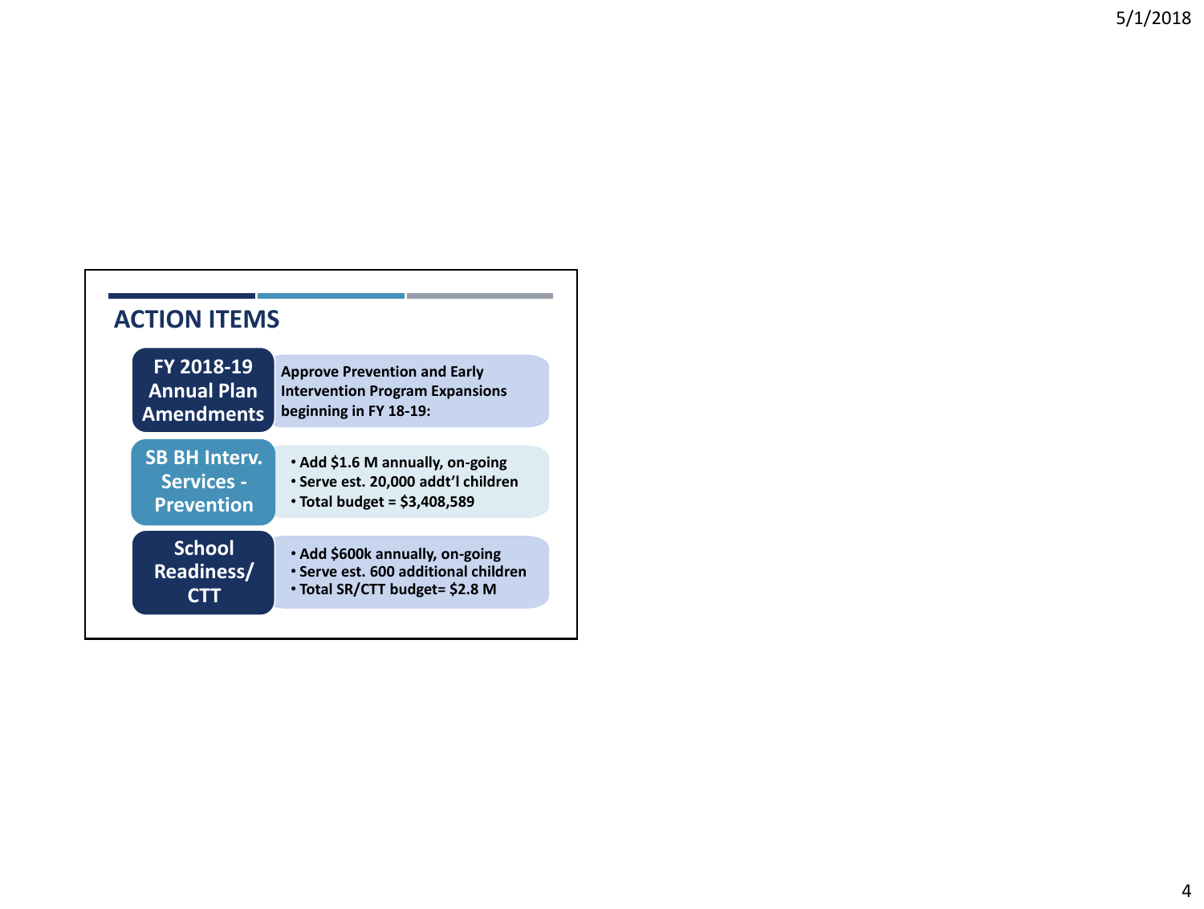## ACTION ITEMS

**FY 2018-19 Annual Plan Amendments**

**Approve Prevention and Early Intervention Program Expansions beginning in FY 18-19:**

**SB BH Interv. Services - Prevention**

- **Add $1.6 M annually, on-going**
- **Serve est. 20,000 addt'l children**
- **Total budget = $3,408,589**

**School Readiness/ CTT**

- **Add $600k annually, on-going**
- **Serve est. 600 additional children**
- **Total SR/CTT budget= $2.8 M**